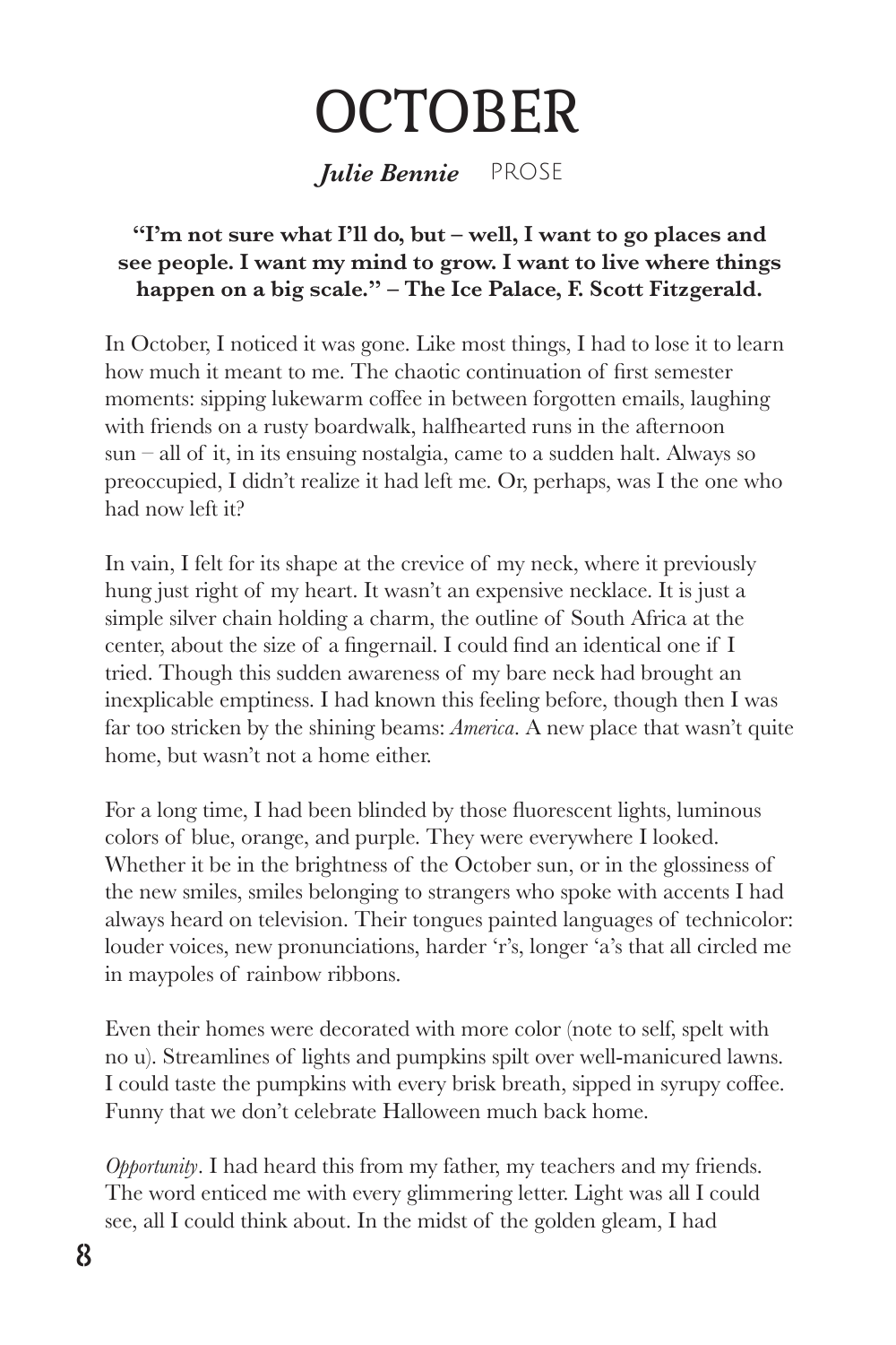# OCTOBER

***Julie Bennie*** PROSE

**"I'm not sure what I'll do, but – well, I want to go places and see people. I want my mind to grow. I want to live where things happen on a big scale." – The Ice Palace, F. Scott Fitzgerald.**

In October, I noticed it was gone. Like most things, I had to lose it to learn how much it meant to me. The chaotic continuation of first semester moments: sipping lukewarm coffee in between forgotten emails, laughing with friends on a rusty boardwalk, halfhearted runs in the afternoon sun – all of it, in its ensuing nostalgia, came to a sudden halt. Always so preoccupied, I didn't realize it had left me. Or, perhaps, was I the one who had now left it?

In vain, I felt for its shape at the crevice of my neck, where it previously hung just right of my heart. It wasn't an expensive necklace. It is just a simple silver chain holding a charm, the outline of South Africa at the center, about the size of a fingernail. I could find an identical one if I tried. Though this sudden awareness of my bare neck had brought an inexplicable emptiness. I had known this feeling before, though then I was far too stricken by the shining beams: *America*. A new place that wasn't quite home, but wasn't not a home either.

For a long time, I had been blinded by those fluorescent lights, luminous colors of blue, orange, and purple. They were everywhere I looked. Whether it be in the brightness of the October sun, or in the glossiness of the new smiles, smiles belonging to strangers who spoke with accents I had always heard on television. Their tongues painted languages of technicolor: louder voices, new pronunciations, harder 'r's, longer 'a's that all circled me in maypoles of rainbow ribbons.

Even their homes were decorated with more color (note to self, spelt with no u). Streamlines of lights and pumpkins spilt over well-manicured lawns. I could taste the pumpkins with every brisk breath, sipped in syrupy coffee. Funny that we don't celebrate Halloween much back home.

*Opportunity*. I had heard this from my father, my teachers and my friends. The word enticed me with every glimmering letter. Light was all I could see, all I could think about. In the midst of the golden gleam, I had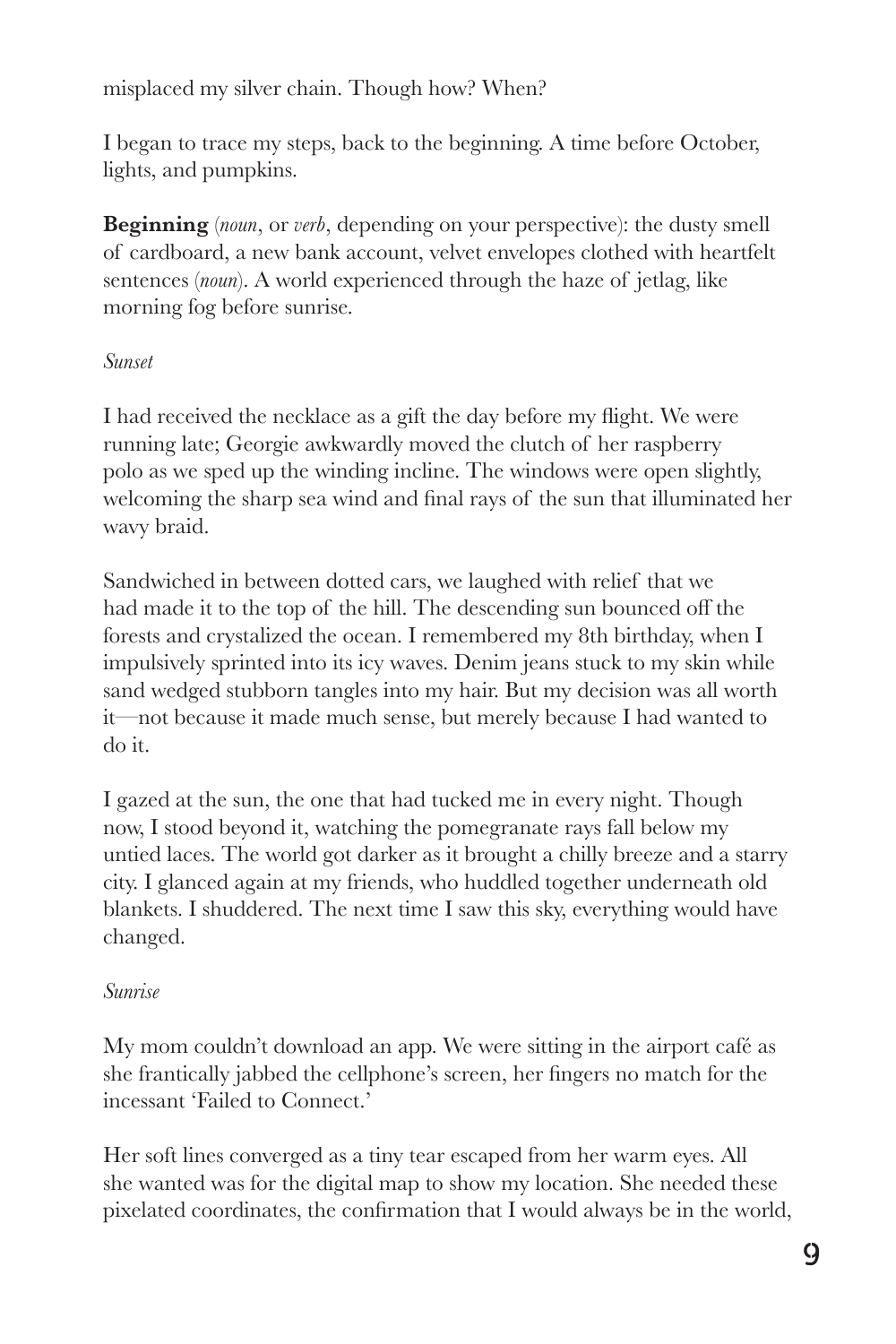misplaced my silver chain. Though how? When?

I began to trace my steps, back to the beginning. A time before October, lights, and pumpkins.

**Beginning** (*noun*, or *verb*, depending on your perspective): the dusty smell of cardboard, a new bank account, velvet envelopes clothed with heartfelt sentences (*noun*). A world experienced through the haze of jetlag, like morning fog before sunrise.

*Sunset*

I had received the necklace as a gift the day before my flight. We were running late; Georgie awkwardly moved the clutch of her raspberry polo as we sped up the winding incline. The windows were open slightly, welcoming the sharp sea wind and final rays of the sun that illuminated her wavy braid.

Sandwiched in between dotted cars, we laughed with relief that we had made it to the top of the hill. The descending sun bounced off the forests and crystalized the ocean. I remembered my 8th birthday, when I impulsively sprinted into its icy waves. Denim jeans stuck to my skin while sand wedged stubborn tangles into my hair. But my decision was all worth it—not because it made much sense, but merely because I had wanted to do it.

I gazed at the sun, the one that had tucked me in every night. Though now, I stood beyond it, watching the pomegranate rays fall below my untied laces. The world got darker as it brought a chilly breeze and a starry city. I glanced again at my friends, who huddled together underneath old blankets. I shuddered. The next time I saw this sky, everything would have changed.

*Sunrise*

My mom couldn't download an app. We were sitting in the airport café as she frantically jabbed the cellphone's screen, her fingers no match for the incessant 'Failed to Connect.'

Her soft lines converged as a tiny tear escaped from her warm eyes. All she wanted was for the digital map to show my location. She needed these pixelated coordinates, the confirmation that I would always be in the world,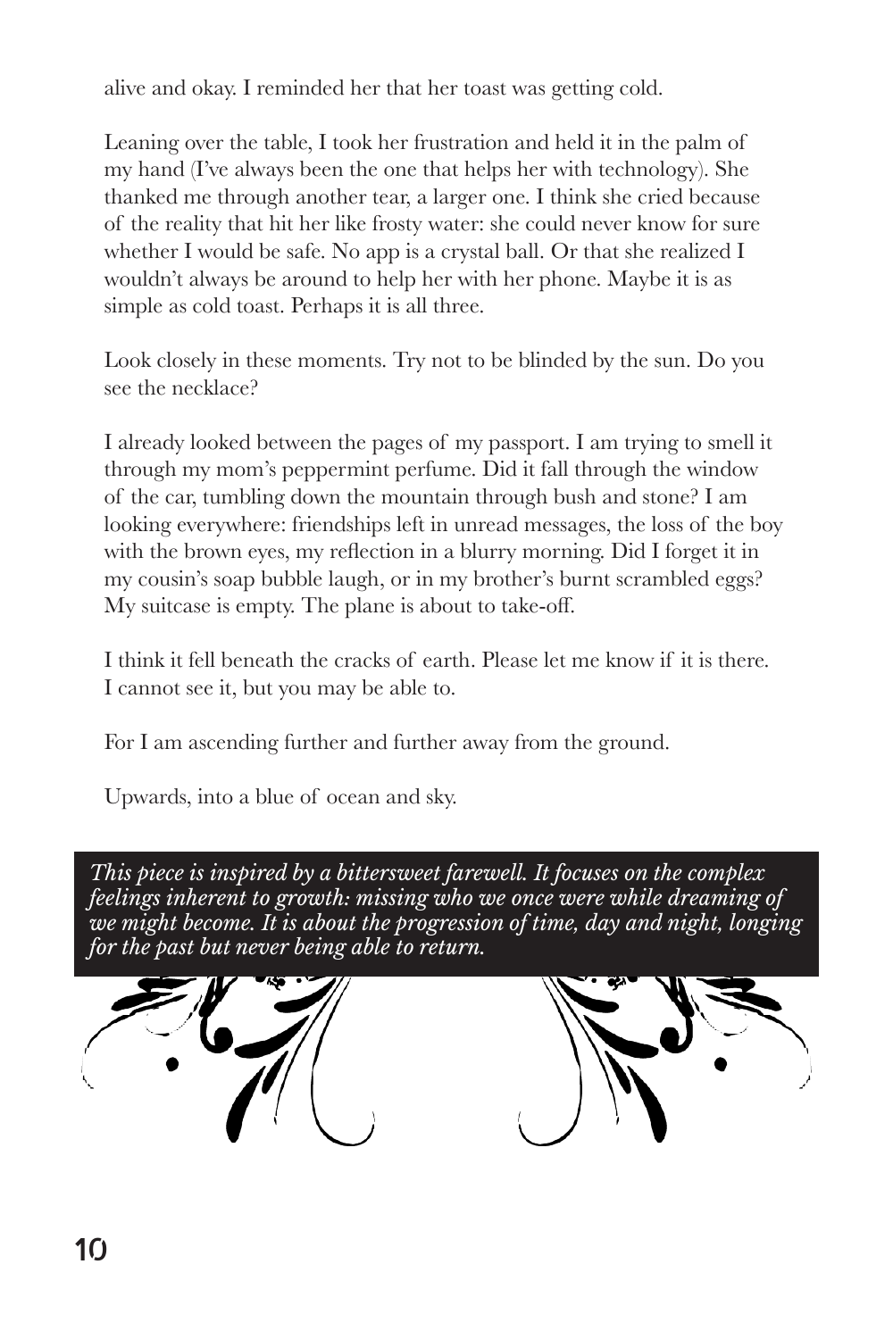alive and okay. I reminded her that her toast was getting cold.

Leaning over the table, I took her frustration and held it in the palm of my hand (I've always been the one that helps her with technology). She thanked me through another tear, a larger one. I think she cried because of the reality that hit her like frosty water: she could never know for sure whether I would be safe. No app is a crystal ball. Or that she realized I wouldn't always be around to help her with her phone. Maybe it is as simple as cold toast. Perhaps it is all three.

Look closely in these moments. Try not to be blinded by the sun. Do you see the necklace?

I already looked between the pages of my passport. I am trying to smell it through my mom's peppermint perfume. Did it fall through the window of the car, tumbling down the mountain through bush and stone? I am looking everywhere: friendships left in unread messages, the loss of the boy with the brown eyes, my reflection in a blurry morning. Did I forget it in my cousin's soap bubble laugh, or in my brother's burnt scrambled eggs? My suitcase is empty. The plane is about to take-off.

I think it fell beneath the cracks of earth. Please let me know if it is there. I cannot see it, but you may be able to.

For I am ascending further and further away from the ground.

Upwards, into a blue of ocean and sky.

*This piece is inspired by a bittersweet farewell. It focuses on the complex feelings inherent to growth: missing who we once were while dreaming of we might become. It is about the progression of time, day and night, longing for the past but never being able to return.*